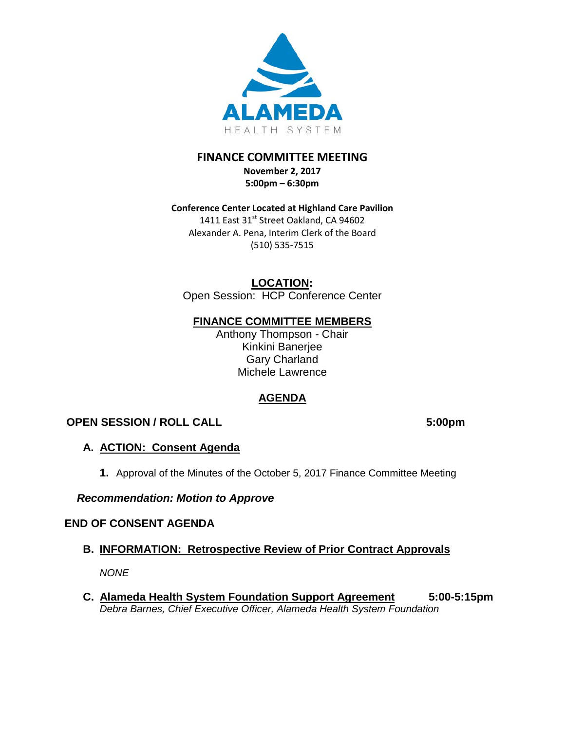ALAMEDA
HEALTH SYSTEM

# FINANCE COMMITTEE MEETING

**November 2, 2017**
**5:00pm – 6:30pm**

**Conference Center Located at Highland Care Pavilion**
1411 East 31st Street Oakland, CA 94602
Alexander A. Pena, Interim Clerk of the Board
(510) 535-7515

## LOCATION:

Open Session: HCP Conference Center

## FINANCE COMMITTEE MEMBERS

Anthony Thompson - Chair
Kinkini Banerjee
Gary Charland
Michele Lawrence

## AGENDA

**OPEN SESSION / ROLL CALL** **5:00pm**

**A. ACTION: Consent Agenda**

**1.** Approval of the Minutes of the October 5, 2017 Finance Committee Meeting

***Recommendation: Motion to Approve***

**END OF CONSENT AGENDA**

**B. INFORMATION: Retrospective Review of Prior Contract Approvals**

*NONE*

**C. Alameda Health System Foundation Support Agreement** **5:00-5:15pm**
*Debra Barnes, Chief Executive Officer, Alameda Health System Foundation*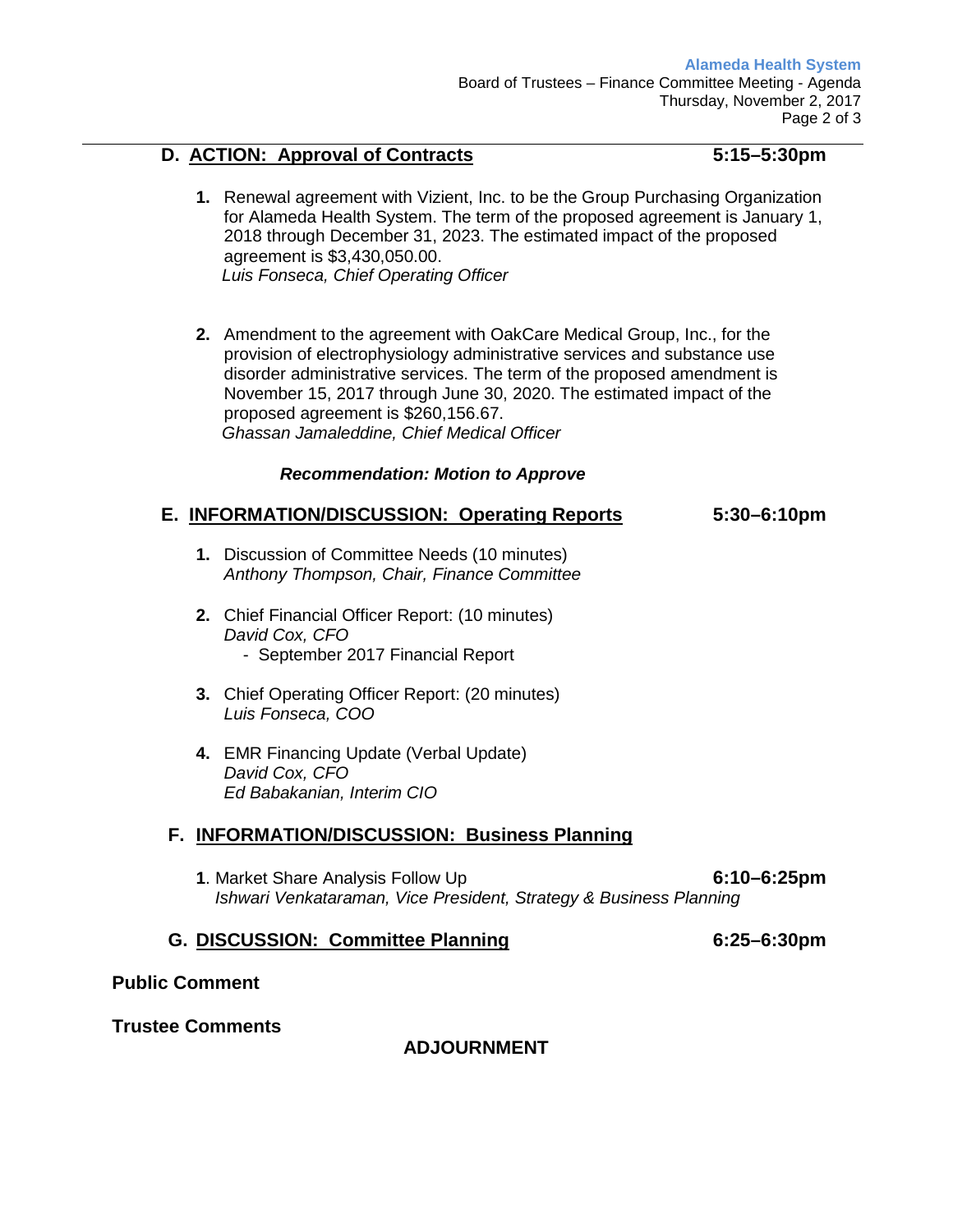## D. ACTION: Approval of Contracts **5:15–5:30pm**

1. Renewal agreement with Vizient, Inc. to be the Group Purchasing Organization for Alameda Health System. The term of the proposed agreement is January 1, 2018 through December 31, 2023. The estimated impact of the proposed agreement is $3,430,050.00.
   *Luis Fonseca, Chief Operating Officer*

2. Amendment to the agreement with OakCare Medical Group, Inc., for the provision of electrophysiology administrative services and substance use disorder administrative services. The term of the proposed amendment is November 15, 2017 through June 30, 2020. The estimated impact of the proposed agreement is $260,156.67.
   *Ghassan Jamaleddine, Chief Medical Officer*

***Recommendation: Motion to Approve***

## E. INFORMATION/DISCUSSION: Operating Reports **5:30–6:10pm**

1. Discussion of Committee Needs (10 minutes)
   *Anthony Thompson, Chair, Finance Committee*

2. Chief Financial Officer Report: (10 minutes)
   *David Cox, CFO*
   - September 2017 Financial Report

3. Chief Operating Officer Report: (20 minutes)
   *Luis Fonseca, COO*

4. EMR Financing Update (Verbal Update)
   *David Cox, CFO*
   *Ed Babakanian, Interim CIO*

## F. INFORMATION/DISCUSSION: Business Planning

1. Market Share Analysis Follow Up **6:10–6:25pm**
   *Ishwari Venkataraman, Vice President, Strategy & Business Planning*

## G. DISCUSSION: Committee Planning **6:25–6:30pm**

**Public Comment**

**Trustee Comments**

**ADJOURNMENT**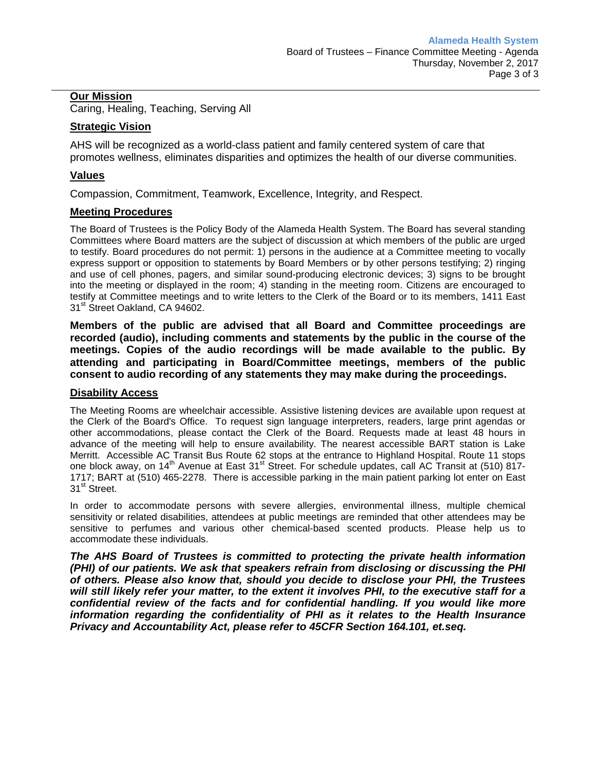## Our Mission

Caring, Healing, Teaching, Serving All

## Strategic Vision

AHS will be recognized as a world-class patient and family centered system of care that promotes wellness, eliminates disparities and optimizes the health of our diverse communities.

## Values

Compassion, Commitment, Teamwork, Excellence, Integrity, and Respect.

## Meeting Procedures

The Board of Trustees is the Policy Body of the Alameda Health System. The Board has several standing Committees where Board matters are the subject of discussion at which members of the public are urged to testify. Board procedures do not permit: 1) persons in the audience at a Committee meeting to vocally express support or opposition to statements by Board Members or by other persons testifying; 2) ringing and use of cell phones, pagers, and similar sound-producing electronic devices; 3) signs to be brought into the meeting or displayed in the room; 4) standing in the meeting room. Citizens are encouraged to testify at Committee meetings and to write letters to the Clerk of the Board or to its members, 1411 East 31st Street Oakland, CA 94602.

**Members of the public are advised that all Board and Committee proceedings are recorded (audio), including comments and statements by the public in the course of the meetings. Copies of the audio recordings will be made available to the public. By attending and participating in Board/Committee meetings, members of the public consent to audio recording of any statements they may make during the proceedings.**

## Disability Access

The Meeting Rooms are wheelchair accessible. Assistive listening devices are available upon request at the Clerk of the Board's Office. To request sign language interpreters, readers, large print agendas or other accommodations, please contact the Clerk of the Board. Requests made at least 48 hours in advance of the meeting will help to ensure availability. The nearest accessible BART station is Lake Merritt. Accessible AC Transit Bus Route 62 stops at the entrance to Highland Hospital. Route 11 stops one block away, on 14th Avenue at East 31st Street. For schedule updates, call AC Transit at (510) 817-1717; BART at (510) 465-2278. There is accessible parking in the main patient parking lot enter on East 31st Street.

In order to accommodate persons with severe allergies, environmental illness, multiple chemical sensitivity or related disabilities, attendees at public meetings are reminded that other attendees may be sensitive to perfumes and various other chemical-based scented products. Please help us to accommodate these individuals.

***The AHS Board of Trustees is committed to protecting the private health information (PHI) of our patients. We ask that speakers refrain from disclosing or discussing the PHI of others. Please also know that, should you decide to disclose your PHI, the Trustees will still likely refer your matter, to the extent it involves PHI, to the executive staff for a confidential review of the facts and for confidential handling. If you would like more information regarding the confidentiality of PHI as it relates to the Health Insurance Privacy and Accountability Act, please refer to 45CFR Section 164.101, et.seq.***